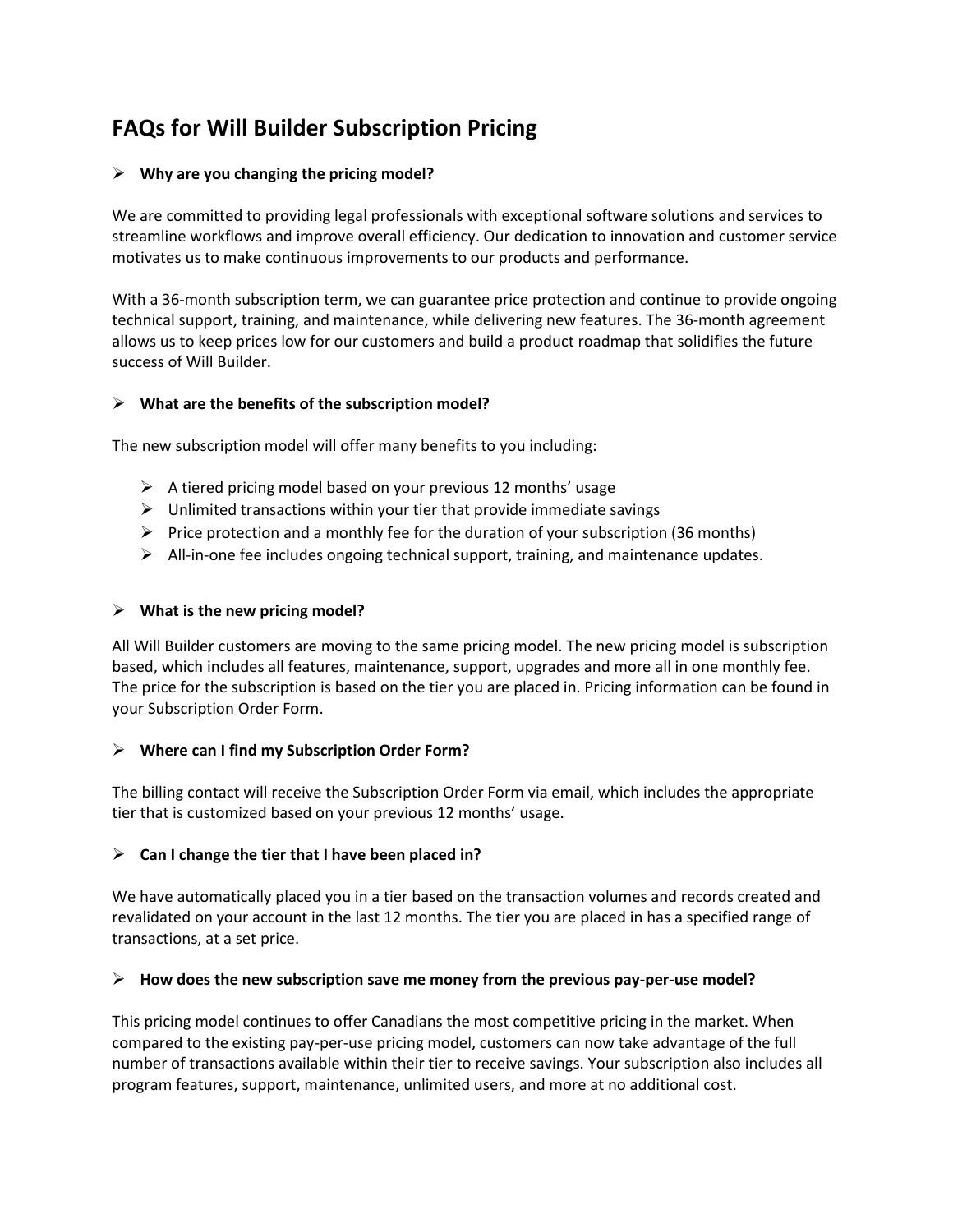# FAQs for Will Builder Subscription Pricing

- **Why are you changing the pricing model?**

We are committed to providing legal professionals with exceptional software solutions and services to streamline workflows and improve overall efficiency. Our dedication to innovation and customer service motivates us to make continuous improvements to our products and performance.

With a 36-month subscription term, we can guarantee price protection and continue to provide ongoing technical support, training, and maintenance, while delivering new features. The 36-month agreement allows us to keep prices low for our customers and build a product roadmap that solidifies the future success of Will Builder.

- **What are the benefits of the subscription model?**

The new subscription model will offer many benefits to you including:

- A tiered pricing model based on your previous 12 months' usage
- Unlimited transactions within your tier that provide immediate savings
- Price protection and a monthly fee for the duration of your subscription (36 months)
- All-in-one fee includes ongoing technical support, training, and maintenance updates.

- **What is the new pricing model?**

All Will Builder customers are moving to the same pricing model. The new pricing model is subscription based, which includes all features, maintenance, support, upgrades and more all in one monthly fee. The price for the subscription is based on the tier you are placed in. Pricing information can be found in your Subscription Order Form.

- **Where can I find my Subscription Order Form?**

The billing contact will receive the Subscription Order Form via email, which includes the appropriate tier that is customized based on your previous 12 months' usage.

- **Can I change the tier that I have been placed in?**

We have automatically placed you in a tier based on the transaction volumes and records created and revalidated on your account in the last 12 months. The tier you are placed in has a specified range of transactions, at a set price.

- **How does the new subscription save me money from the previous pay-per-use model?**

This pricing model continues to offer Canadians the most competitive pricing in the market. When compared to the existing pay-per-use pricing model, customers can now take advantage of the full number of transactions available within their tier to receive savings. Your subscription also includes all program features, support, maintenance, unlimited users, and more at no additional cost.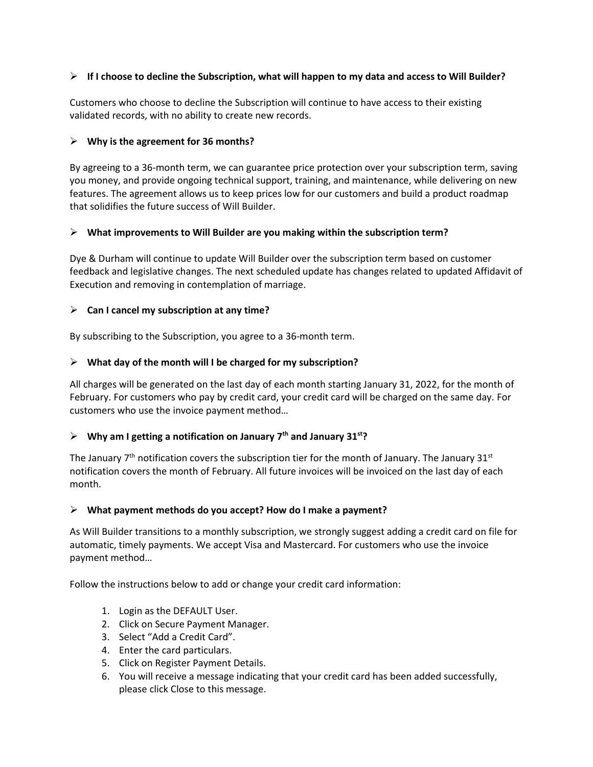- **If I choose to decline the Subscription, what will happen to my data and access to Will Builder?**

Customers who choose to decline the Subscription will continue to have access to their existing validated records, with no ability to create new records.

- **Why is the agreement for 36 months?**

By agreeing to a 36-month term, we can guarantee price protection over your subscription term, saving you money, and provide ongoing technical support, training, and maintenance, while delivering on new features. The agreement allows us to keep prices low for our customers and build a product roadmap that solidifies the future success of Will Builder.

- **What improvements to Will Builder are you making within the subscription term?**

Dye & Durham will continue to update Will Builder over the subscription term based on customer feedback and legislative changes. The next scheduled update has changes related to updated Affidavit of Execution and removing in contemplation of marriage.

- **Can I cancel my subscription at any time?**

By subscribing to the Subscription, you agree to a 36-month term.

- **What day of the month will I be charged for my subscription?**

All charges will be generated on the last day of each month starting January 31, 2022, for the month of February. For customers who pay by credit card, your credit card will be charged on the same day. For customers who use the invoice payment method…

- **Why am I getting a notification on January 7th and January 31st?**

The January 7th notification covers the subscription tier for the month of January. The January 31st notification covers the month of February. All future invoices will be invoiced on the last day of each month.

- **What payment methods do you accept? How do I make a payment?**

As Will Builder transitions to a monthly subscription, we strongly suggest adding a credit card on file for automatic, timely payments. We accept Visa and Mastercard. For customers who use the invoice payment method…

Follow the instructions below to add or change your credit card information:

1. Login as the DEFAULT User.
2. Click on Secure Payment Manager.
3. Select "Add a Credit Card".
4. Enter the card particulars.
5. Click on Register Payment Details.
6. You will receive a message indicating that your credit card has been added successfully, please click Close to this message.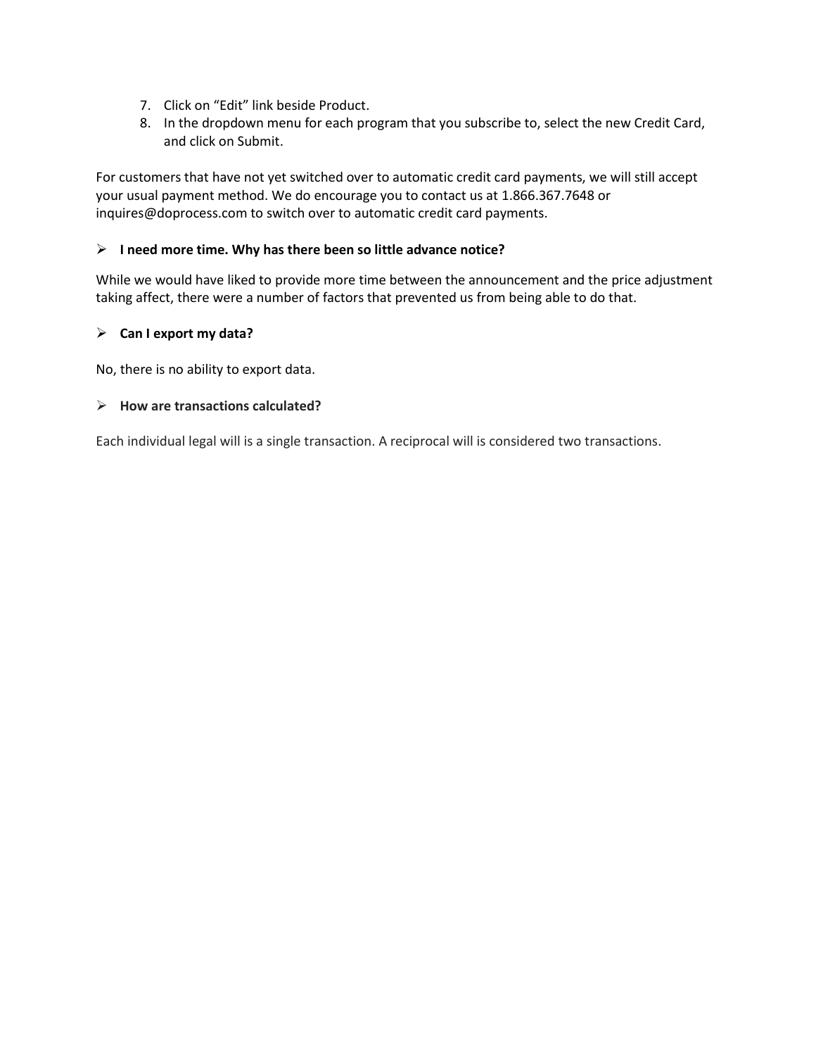7. Click on "Edit" link beside Product.
8. In the dropdown menu for each program that you subscribe to, select the new Credit Card, and click on Submit.

For customers that have not yet switched over to automatic credit card payments, we will still accept your usual payment method. We do encourage you to contact us at 1.866.367.7648 or inquires@doprocess.com to switch over to automatic credit card payments.

- **I need more time. Why has there been so little advance notice?**

While we would have liked to provide more time between the announcement and the price adjustment taking affect, there were a number of factors that prevented us from being able to do that.

- **Can I export my data?**

No, there is no ability to export data.

- **How are transactions calculated?**

Each individual legal will is a single transaction. A reciprocal will is considered two transactions.